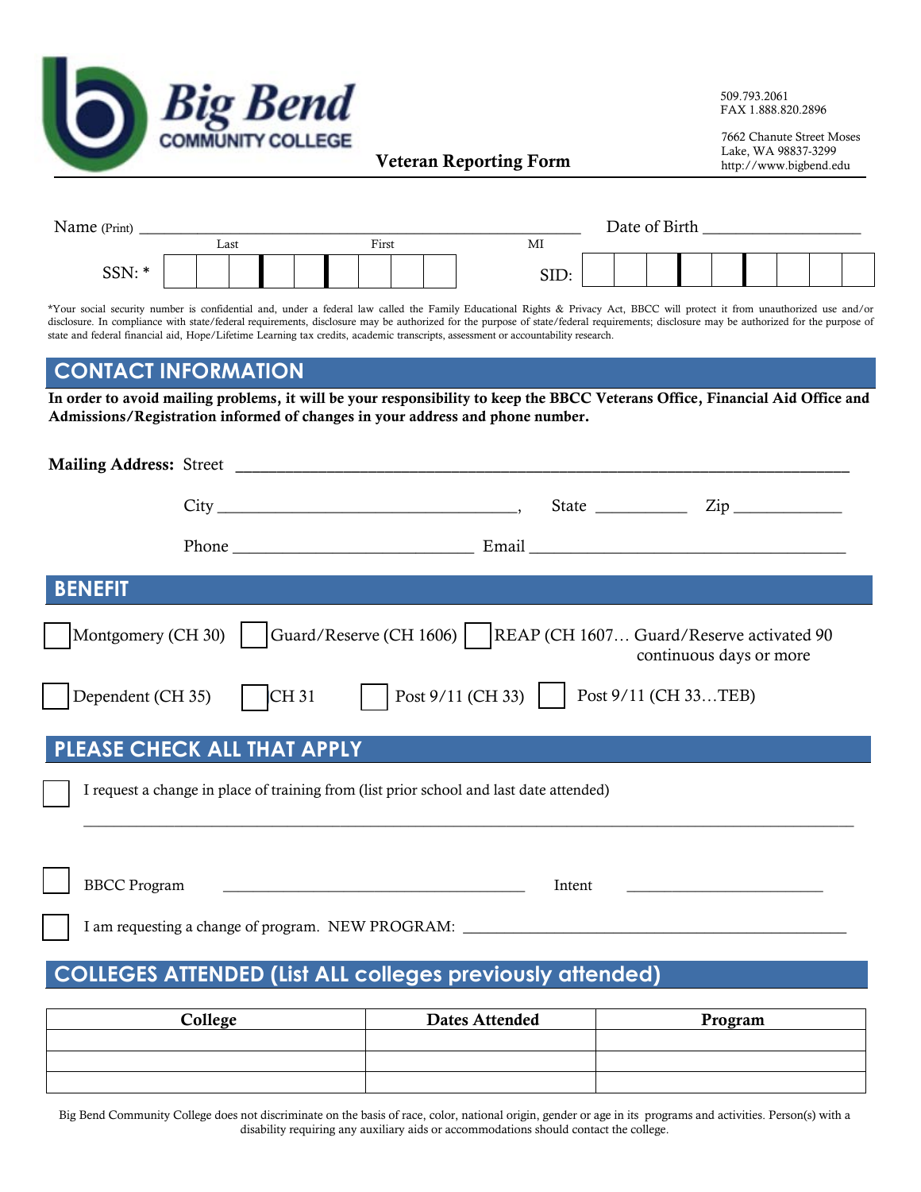Big Bend COMMUNITY COLLEGE

509.793.2061
FAX 1.888.820.2896

7662 Chanute Street Moses Lake, WA 98837-3299
http://www.bigbend.edu

# Veteran Reporting Form

Name (Print) ______________________________________________ Date of Birth ________________
Last First MI

SSN: * [ ][ ][ ] [ ][ ] [ ][ ][ ][ ] SID: [ ][ ][ ] [ ][ ] [ ][ ][ ][ ]

*Your social security number is confidential and, under a federal law called the Family Educational Rights & Privacy Act, BBCC will protect it from unauthorized use and/or disclosure. In compliance with state/federal requirements, disclosure may be authorized for the purpose of state/federal requirements; disclosure may be authorized for the purpose of state and federal financial aid, Hope/Lifetime Learning tax credits, academic transcripts, assessment or accountability research.

## CONTACT INFORMATION

**In order to avoid mailing problems, it will be your responsibility to keep the BBCC Veterans Office, Financial Aid Office and Admissions/Registration informed of changes in your address and phone number.**

**Mailing Address:** Street ______________________________________________________________

City ________________________________, State __________ Zip ____________

Phone __________________________ Email __________________________________

## BENEFIT

☐ Montgomery (CH 30) ☐ Guard/Reserve (CH 1606) ☐ REAP (CH 1607… Guard/Reserve activated 90 continuous days or more

☐ Dependent (CH 35) ☐ CH 31 ☐ Post 9/11 (CH 33) ☐ Post 9/11 (CH 33…TEB)

## PLEASE CHECK ALL THAT APPLY

☐ I request a change in place of training from (list prior school and last date attended)

______________________________________________________________________________

☐ BBCC Program ____________________________________ Intent ______________________

☐ I am requesting a change of program. NEW PROGRAM: ____________________________________________

## COLLEGES ATTENDED (List ALL colleges previously attended)

| College | Dates Attended | Program |
|---|---|---|
| | | |
| | | |
| | | |

Big Bend Community College does not discriminate on the basis of race, color, national origin, gender or age in its programs and activities. Person(s) with a disability requiring any auxiliary aids or accommodations should contact the college.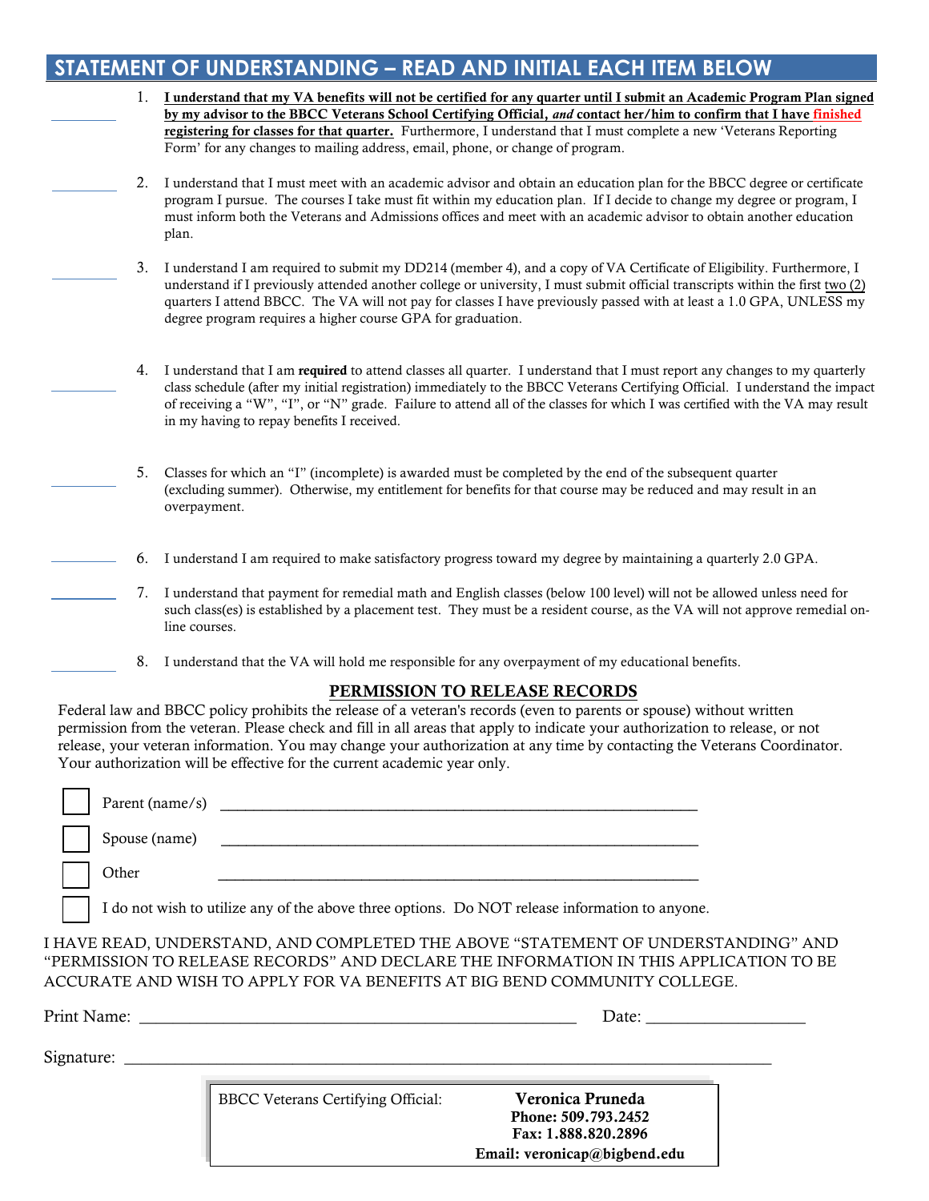## STATEMENT OF UNDERSTANDING – READ AND INITIAL EACH ITEM BELOW

______ 1. **I understand that my VA benefits will not be certified for any quarter until I submit an Academic Program Plan signed by my advisor to the BBCC Veterans School Certifying Official, *and* contact her/him to confirm that I have finished registering for classes for that quarter.** Furthermore, I understand that I must complete a new 'Veterans Reporting Form' for any changes to mailing address, email, phone, or change of program.

______ 2. I understand that I must meet with an academic advisor and obtain an education plan for the BBCC degree or certificate program I pursue. The courses I take must fit within my education plan. If I decide to change my degree or program, I must inform both the Veterans and Admissions offices and meet with an academic advisor to obtain another education plan.

______ 3. I understand I am required to submit my DD214 (member 4), and a copy of VA Certificate of Eligibility. Furthermore, I understand if I previously attended another college or university, I must submit official transcripts within the first two (2) quarters I attend BBCC. The VA will not pay for classes I have previously passed with at least a 1.0 GPA, UNLESS my degree program requires a higher course GPA for graduation.

______ 4. I understand that I am **required** to attend classes all quarter. I understand that I must report any changes to my quarterly class schedule (after my initial registration) immediately to the BBCC Veterans Certifying Official. I understand the impact of receiving a "W", "I", or "N" grade. Failure to attend all of the classes for which I was certified with the VA may result in my having to repay benefits I received.

______ 5. Classes for which an "I" (incomplete) is awarded must be completed by the end of the subsequent quarter (excluding summer). Otherwise, my entitlement for benefits for that course may be reduced and may result in an overpayment.

______ 6. I understand I am required to make satisfactory progress toward my degree by maintaining a quarterly 2.0 GPA.

______ 7. I understand that payment for remedial math and English classes (below 100 level) will not be allowed unless need for such class(es) is established by a placement test. They must be a resident course, as the VA will not approve remedial on-line courses.

______ 8. I understand that the VA will hold me responsible for any overpayment of my educational benefits.

## PERMISSION TO RELEASE RECORDS

Federal law and BBCC policy prohibits the release of a veteran's records (even to parents or spouse) without written permission from the veteran. Please check and fill in all areas that apply to indicate your authorization to release, or not release, your veteran information. You may change your authorization at any time by contacting the Veterans Coordinator. Your authorization will be effective for the current academic year only.

☐ Parent (name/s) ____________________________________________

☐ Spouse (name) ____________________________________________

☐ Other ____________________________________________

☐ I do not wish to utilize any of the above three options. Do NOT release information to anyone.

I HAVE READ, UNDERSTAND, AND COMPLETED THE ABOVE "STATEMENT OF UNDERSTANDING" AND "PERMISSION TO RELEASE RECORDS" AND DECLARE THE INFORMATION IN THIS APPLICATION TO BE ACCURATE AND WISH TO APPLY FOR VA BENEFITS AT BIG BEND COMMUNITY COLLEGE.

Print Name: ________________________________________ Date: ______________

Signature: ____________________________________________________

| | |
|---|---|
| BBCC Veterans Certifying Official: | **Veronica Pruneda**<br>**Phone: 509.793.2452**<br>**Fax: 1.888.820.2896**<br>**Email: veronicap@bigbend.edu** |